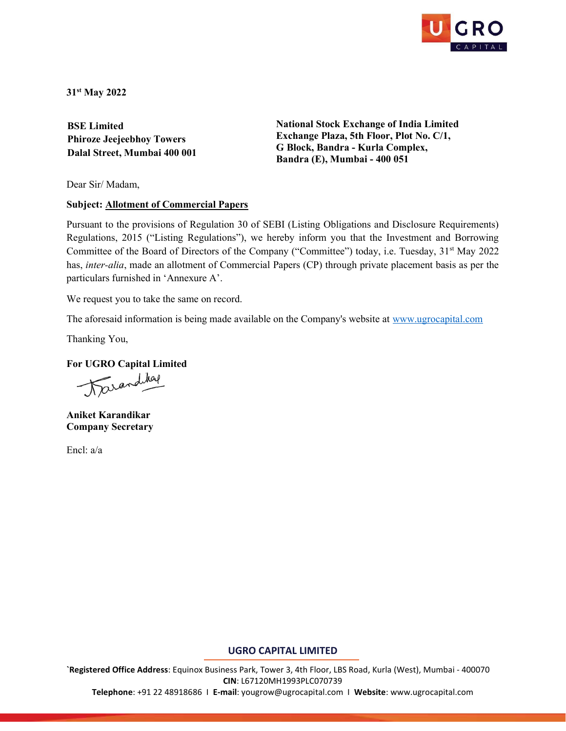31st May 2022

**BSE Limited**
**Phiroze Jeejeebhoy Towers**
**Dalal Street, Mumbai 400 001**

**National Stock Exchange of India Limited**
**Exchange Plaza, 5th Floor, Plot No. C/1,**
**G Block, Bandra - Kurla Complex,**
**Bandra (E), Mumbai - 400 051**

Dear Sir/ Madam,

**Subject: Allotment of Commercial Papers**

Pursuant to the provisions of Regulation 30 of SEBI (Listing Obligations and Disclosure Requirements) Regulations, 2015 ("Listing Regulations"), we hereby inform you that the Investment and Borrowing Committee of the Board of Directors of the Company ("Committee") today, i.e. Tuesday, 31st May 2022 has, *inter-alia*, made an allotment of Commercial Papers (CP) through private placement basis as per the particulars furnished in 'Annexure A'.

We request you to take the same on record.

The aforesaid information is being made available on the Company's website at www.ugrocapital.com

Thanking You,

**For UGRO Capital Limited**

**Aniket Karandikar**
**Company Secretary**

Encl: a/a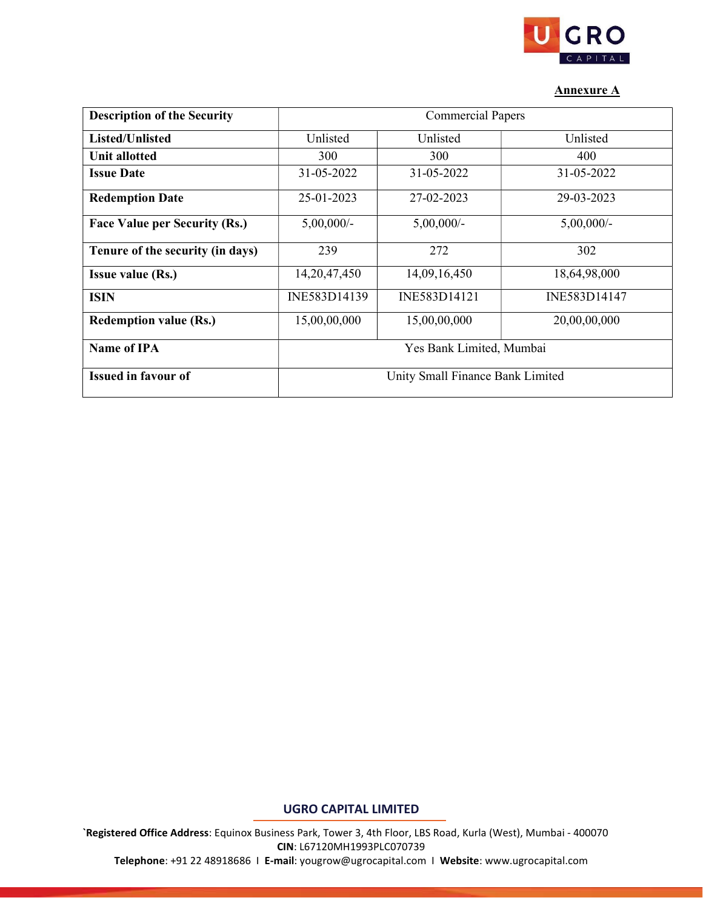**Annexure A**

| | | | |
|---|---|---|---|
| **Description of the Security** | Commercial Papers | | |
| **Listed/Unlisted** | Unlisted | Unlisted | Unlisted |
| **Unit allotted** | 300 | 300 | 400 |
| **Issue Date** | 31-05-2022 | 31-05-2022 | 31-05-2022 |
| **Redemption Date** | 25-01-2023 | 27-02-2023 | 29-03-2023 |
| **Face Value per Security (Rs.)** | 5,00,000/- | 5,00,000/- | 5,00,000/- |
| **Tenure of the security (in days)** | 239 | 272 | 302 |
| **Issue value (Rs.)** | 14,20,47,450 | 14,09,16,450 | 18,64,98,000 |
| **ISIN** | INE583D14139 | INE583D14121 | INE583D14147 |
| **Redemption value (Rs.)** | 15,00,00,000 | 15,00,00,000 | 20,00,00,000 |
| **Name of IPA** | Yes Bank Limited, Mumbai | | |
| **Issued in favour of** | Unity Small Finance Bank Limited | | |

**UGRO CAPITAL LIMITED**

`**Registered Office Address**: Equinox Business Park, Tower 3, 4th Floor, LBS Road, Kurla (West), Mumbai - 400070
**CIN**: L67120MH1993PLC070739
**Telephone**: +91 22 48918686 I **E-mail**: yougrow@ugrocapital.com I **Website**: www.ugrocapital.com